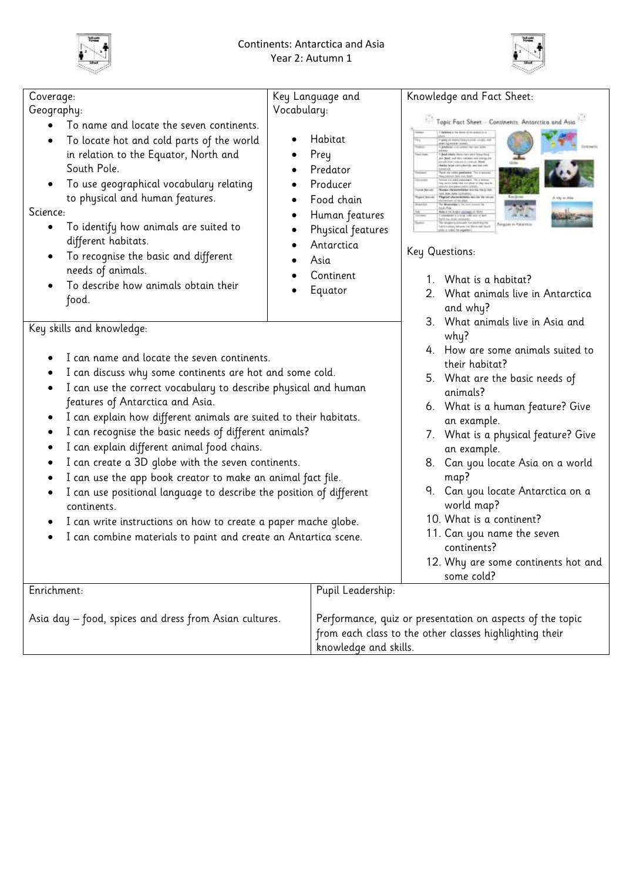# Continents: Antarctica and Asia

## Year 2: Autumn 1

### Coverage:

**Geography:**

- To name and locate the seven continents.
- To locate hot and cold parts of the world in relation to the Equator, North and South Pole.
- To use geographical vocabulary relating to physical and human features.

**Science:**

- To identify how animals are suited to different habitats.
- To recognise the basic and different needs of animals.
- To describe how animals obtain their food.

### Key Language and Vocabulary:

- Habitat
- Prey
- Predator
- Producer
- Food chain
- Human features
- Physical features
- Antarctica
- Asia
- Continent
- Equator

### Knowledge and Fact Sheet:

Topic Fact Sheet – Continents: Antarctica and Asia

### Key Questions:

1. What is a habitat?
2. What animals live in Antarctica and why?
3. What animals live in Asia and why?
4. How are some animals suited to their habitat?
5. What are the basic needs of animals?
6. What is a human feature? Give an example.
7. What is a physical feature? Give an example.
8. Can you locate Asia on a world map?
9. Can you locate Antarctica on a world map?
10. What is a continent?
11. Can you name the seven continents?
12. Why are some continents hot and some cold?

### Key skills and knowledge:

- I can name and locate the seven continents.
- I can discuss why some continents are hot and some cold.
- I can use the correct vocabulary to describe physical and human features of Antarctica and Asia.
- I can explain how different animals are suited to their habitats.
- I can recognise the basic needs of different animals?
- I can explain different animal food chains.
- I can create a 3D globe with the seven continents.
- I can use the app book creator to make an animal fact file.
- I can use positional language to describe the position of different continents.
- I can write instructions on how to create a paper mache globe.
- I can combine materials to paint and create an Antartica scene.

### Enrichment:

Asia day – food, spices and dress from Asian cultures.

### Pupil Leadership:

Performance, quiz or presentation on aspects of the topic from each class to the other classes highlighting their knowledge and skills.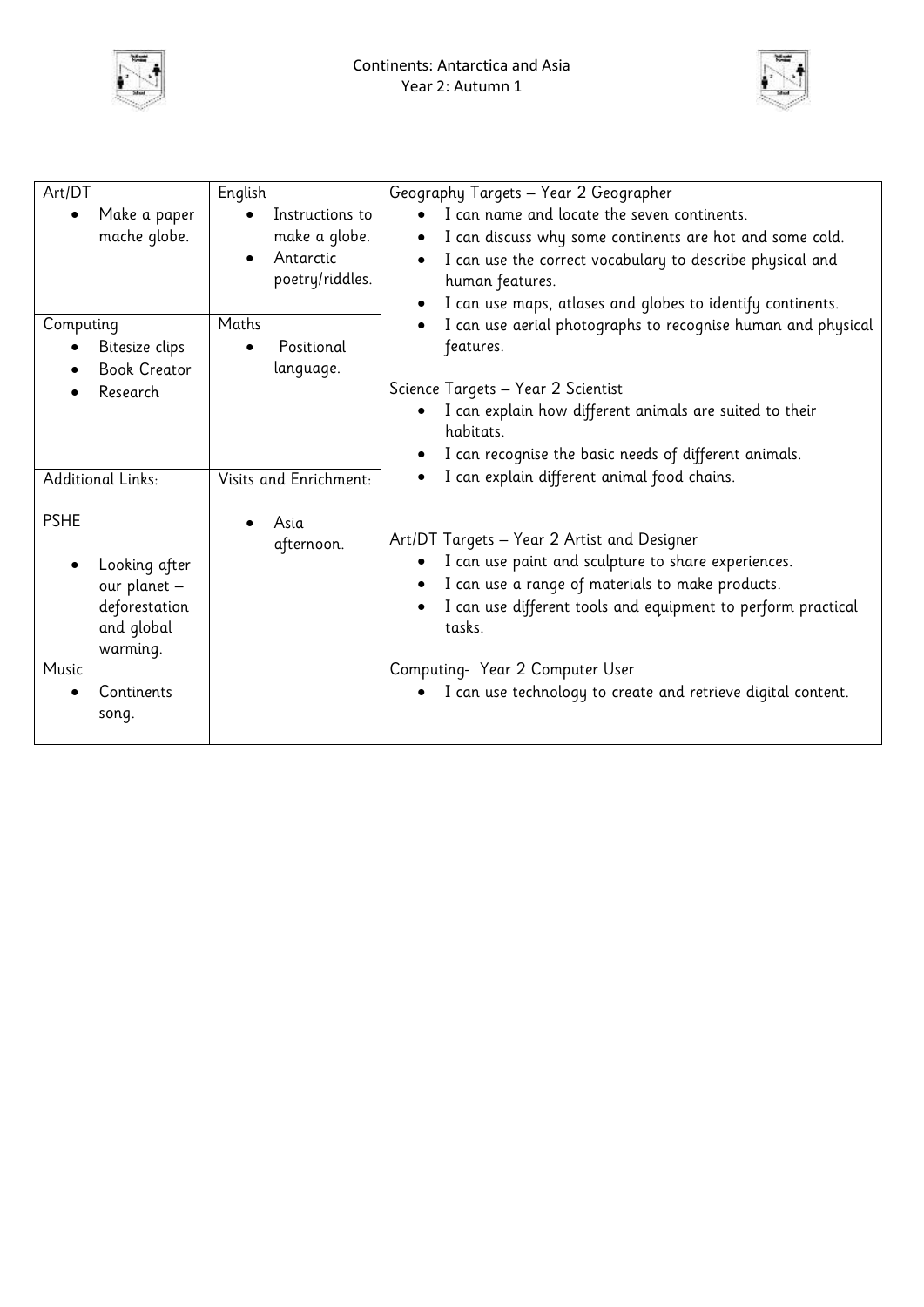# Continents: Antarctica and Asia
## Year 2: Autumn 1

| | | |
|---|---|---|
| Art/DT<br>• Make a paper mache globe. | English<br>• Instructions to make a globe.<br>• Antarctic poetry/riddles. | Geography Targets – Year 2 Geographer<br>• I can name and locate the seven continents.<br>• I can discuss why some continents are hot and some cold.<br>• I can use the correct vocabulary to describe physical and human features.<br>• I can use maps, atlases and globes to identify continents.<br>• I can use aerial photographs to recognise human and physical features.<br><br>Science Targets – Year 2 Scientist<br>• I can explain how different animals are suited to their habitats.<br>• I can recognise the basic needs of different animals.<br>• I can explain different animal food chains.<br><br>Art/DT Targets – Year 2 Artist and Designer<br>• I can use paint and sculpture to share experiences.<br>• I can use a range of materials to make products.<br>• I can use different tools and equipment to perform practical tasks.<br><br>Computing- Year 2 Computer User<br>• I can use technology to create and retrieve digital content. |
| Computing<br>• Bitesize clips<br>• Book Creator<br>• Research | Maths<br>• Positional language. | |
| Additional Links:<br><br>PSHE<br>• Looking after our planet – deforestation and global warming.<br><br>Music<br>• Continents song. | Visits and Enrichment:<br>• Asia afternoon. | |